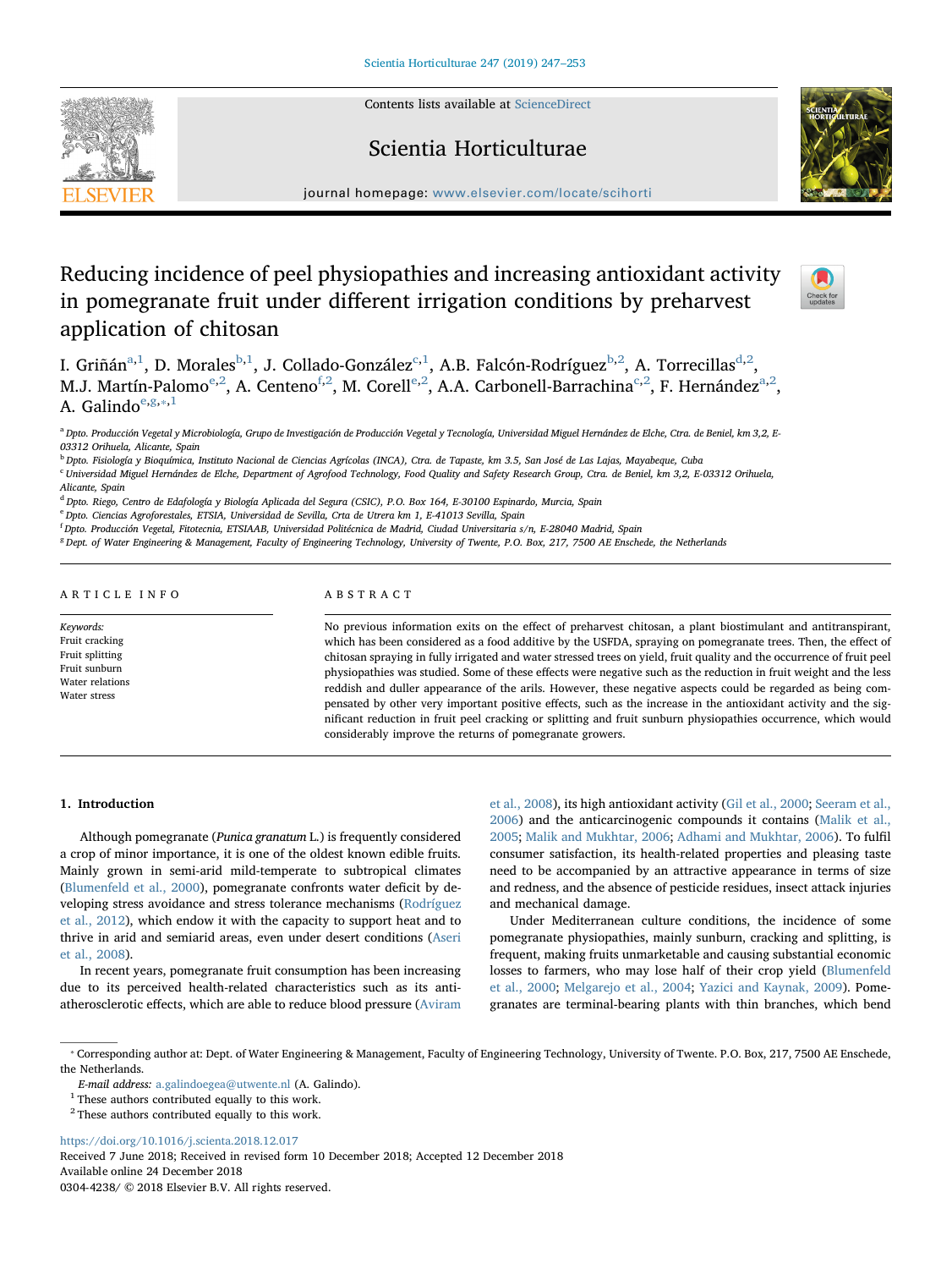Contents lists available at ScienceDirect

# Scientia Horticulturae

journal homepage: www.elsevier.com/locate/scihorti

# Reducing incidence of peel physiopathies and increasing antioxidant activity in pomegranate fruit under different irrigation conditions by preharvest application of chitosan

I. Griñán[a,1], D. Morales[b,1], J. Collado-González[c,1], A.B. Falcón-Rodríguez[b,2], A. Torrecillas[d,2], M.J. Martín-Palomo[e,2], A. Centeno[f,2], M. Corell[e,2], A.A. Carbonell-Barrachina[c,2], F. Hernández[a,2], A. Galindo[e,g,*,1]

[a] Dpto. Producción Vegetal y Microbiología, Grupo de Investigación de Producción Vegetal y Tecnología, Universidad Miguel Hernández de Elche, Ctra. de Beniel, km 3,2, E-03312 Orihuela, Alicante, Spain

[b] Dpto. Fisiología y Bioquímica, Instituto Nacional de Ciencias Agrícolas (INCA), Ctra. de Tapaste, km 3.5, San José de Las Lajas, Mayabeque, Cuba

[c] Universidad Miguel Hernández de Elche, Department of Agrofood Technology, Food Quality and Safety Research Group, Ctra. de Beniel, km 3,2, E-03312 Orihuela, Alicante, Spain

[d] Dpto. Riego, Centro de Edafología y Biología Aplicada del Segura (CSIC), P.O. Box 164, E-30100 Espinardo, Murcia, Spain

[e] Dpto. Ciencias Agroforestales, ETSIA, Universidad de Sevilla, Crta de Utrera km 1, E-41013 Sevilla, Spain

[f] Dpto. Producción Vegetal, Fitotecnia, ETSIAAB, Universidad Politécnica de Madrid, Ciudad Universitaria s/n, E-28040 Madrid, Spain

[g] Dept. of Water Engineering & Management, Faculty of Engineering Technology, University of Twente, P.O. Box, 217, 7500 AE Enschede, the Netherlands

## ARTICLE INFO

*Keywords:*
Fruit cracking
Fruit splitting
Fruit sunburn
Water relations
Water stress

## ABSTRACT

No previous information exits on the effect of preharvest chitosan, a plant biostimulant and antitranspirant, which has been considered as a food additive by the USFDA, spraying on pomegranate trees. Then, the effect of chitosan spraying in fully irrigated and water stressed trees on yield, fruit quality and the occurrence of fruit peel physiopathies was studied. Some of these effects were negative such as the reduction in fruit weight and the less reddish and duller appearance of the arils. However, these negative aspects could be regarded as being compensated by other very important positive effects, such as the increase in the antioxidant activity and the significant reduction in fruit peel cracking or splitting and fruit sunburn physiopathies occurrence, which would considerably improve the returns of pomegranate growers.

## 1. Introduction

Although pomegranate (*Punica granatum* L.) is frequently considered a crop of minor importance, it is one of the oldest known edible fruits. Mainly grown in semi-arid mild-temperate to subtropical climates (Blumenfeld et al., 2000), pomegranate confronts water deficit by developing stress avoidance and stress tolerance mechanisms (Rodríguez et al., 2012), which endow it with the capacity to support heat and to thrive in arid and semiarid areas, even under desert conditions (Aseri et al., 2008).

In recent years, pomegranate fruit consumption has been increasing due to its perceived health-related characteristics such as its anti-atherosclerotic effects, which are able to reduce blood pressure (Aviram et al., 2008), its high antioxidant activity (Gil et al., 2000; Seeram et al., 2006) and the anticarcinogenic compounds it contains (Malik et al., 2005; Malik and Mukhtar, 2006; Adhami and Mukhtar, 2006). To fulfil consumer satisfaction, its health-related properties and pleasing taste need to be accompanied by an attractive appearance in terms of size and redness, and the absence of pesticide residues, insect attack injuries and mechanical damage.

Under Mediterranean culture conditions, the incidence of some pomegranate physiopathies, mainly sunburn, cracking and splitting, is frequent, making fruits unmarketable and causing substantial economic losses to farmers, who may lose half of their crop yield (Blumenfeld et al., 2000; Melgarejo et al., 2004; Yazici and Kaynak, 2009). Pomegranates are terminal-bearing plants with thin branches, which bend

---

* Corresponding author at: Dept. of Water Engineering & Management, Faculty of Engineering Technology, University of Twente. P.O. Box, 217, 7500 AE Enschede, the Netherlands.

*E-mail address:* a.galindoegea@utwente.nl (A. Galindo).

[1] These authors contributed equally to this work.

[2] These authors contributed equally to this work.

https://doi.org/10.1016/j.scienta.2018.12.017

Received 7 June 2018; Received in revised form 10 December 2018; Accepted 12 December 2018

Available online 24 December 2018

0304-4238/ © 2018 Elsevier B.V. All rights reserved.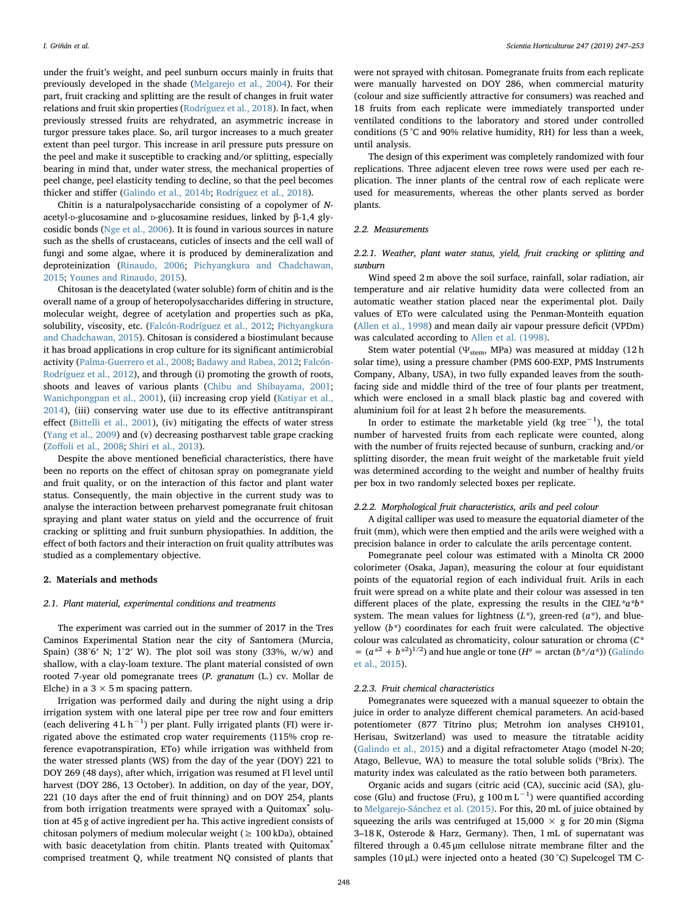under the fruit's weight, and peel sunburn occurs mainly in fruits that previously developed in the shade (Melgarejo et al., 2004). For their part, fruit cracking and splitting are the result of changes in fruit water relations and fruit skin properties (Rodríguez et al., 2018). In fact, when previously stressed fruits are rehydrated, an asymmetric increase in turgor pressure takes place. So, aril turgor increases to a much greater extent than peel turgor. This increase in aril pressure puts pressure on the peel and make it susceptible to cracking and/or splitting, especially bearing in mind that, under water stress, the mechanical properties of peel change, peel elasticity tending to decline, so that the peel becomes thicker and stiffer (Galindo et al., 2014b; Rodríguez et al., 2018).

Chitin is a naturalpolysaccharide consisting of a copolymer of N-acetyl-D-glucosamine and D-glucosamine residues, linked by β-1,4 glycosidic bonds (Nge et al., 2006). It is found in various sources in nature such as the shells of crustaceans, cuticles of insects and the cell wall of fungi and some algae, where it is produced by demineralization and deproteinization (Rinaudo, 2006; Pichyangkura and Chadchawan, 2015; Younes and Rinaudo, 2015).

Chitosan is the deacetylated (water soluble) form of chitin and is the overall name of a group of heteropolysaccharides differing in structure, molecular weight, degree of acetylation and properties such as pKa, solubility, viscosity, etc. (Falcón-Rodríguez et al., 2012; Pichyangkura and Chadchawan, 2015). Chitosan is considered a biostimulant because it has broad applications in crop culture for its significant antimicrobial activity (Palma-Guerrero et al., 2008; Badawy and Rabea, 2012; Falcón-Rodríguez et al., 2012), and through (i) promoting the growth of roots, shoots and leaves of various plants (Chibu and Shibayama, 2001; Wanichpongpan et al., 2001), (ii) increasing crop yield (Katiyar et al., 2014), (iii) conserving water use due to its effective antitranspirant effect (Bittelli et al., 2001), (iv) mitigating the effects of water stress (Yang et al., 2009) and (v) decreasing postharvest table grape cracking (Zoffoli et al., 2008; Shiri et al., 2013).

Despite the above mentioned beneficial characteristics, there have been no reports on the effect of chitosan spray on pomegranate yield and fruit quality, or on the interaction of this factor and plant water status. Consequently, the main objective in the current study was to analyse the interaction between preharvest pomegranate fruit chitosan spraying and plant water status on yield and the occurrence of fruit cracking or splitting and fruit sunburn physiopathies. In addition, the effect of both factors and their interaction on fruit quality attributes was studied as a complementary objective.

## 2. Materials and methods

### 2.1. Plant material, experimental conditions and treatments

The experiment was carried out in the summer of 2017 in the Tres Caminos Experimental Station near the city of Santomera (Murcia, Spain) (38°6′ N; 1°2′ W). The plot soil was stony (33%, w/w) and shallow, with a clay-loam texture. The plant material consisted of own rooted 7-year old pomegranate trees (*P. granatum* (L.) cv. Mollar de Elche) in a 3 × 5 m spacing pattern.

Irrigation was performed daily and during the night using a drip irrigation system with one lateral pipe per tree row and four emitters (each delivering $4\,\text{L h}^{-1}$) per plant. Fully irrigated plants (FI) were irrigated above the estimated crop water requirements (115% crop reference evapotranspiration, ETo) while irrigation was withheld from the water stressed plants (WS) from the day of the year (DOY) 221 to DOY 269 (48 days), after which, irrigation was resumed at FI level until harvest (DOY 286, 13 October). In addition, on day of the year, DOY, 221 (10 days after the end of fruit thinning) and on DOY 254, plants from both irrigation treatments were sprayed with a Quitomax® solution at 45 g of active ingredient per ha. This active ingredient consists of chitosan polymers of medium molecular weight (≥ 100 kDa), obtained with basic deacetylation from chitin. Plants treated with Quitomax® comprised treatment Q, while treatment NQ consisted of plants that were not sprayed with chitosan. Pomegranate fruits from each replicate were manually harvested on DOY 286, when commercial maturity (colour and size sufficiently attractive for consumers) was reached and 18 fruits from each replicate were immediately transported under ventilated conditions to the laboratory and stored under controlled conditions (5 °C and 90% relative humidity, RH) for less than a week, until analysis.

The design of this experiment was completely randomized with four replications. Three adjacent eleven tree rows were used per each replication. The inner plants of the central row of each replicate were used for measurements, whereas the other plants served as border plants.

### 2.2. Measurements

#### 2.2.1. Weather, plant water status, yield, fruit cracking or splitting and sunburn

Wind speed 2 m above the soil surface, rainfall, solar radiation, air temperature and air relative humidity data were collected from an automatic weather station placed near the experimental plot. Daily values of ETo were calculated using the Penman-Monteith equation (Allen et al., 1998) and mean daily air vapour pressure deficit (VPDm) was calculated according to Allen et al. (1998).

Stem water potential ($\Psi_{stem}$, MPa) was measured at midday (12 h solar time), using a pressure chamber (PMS 600-EXP, PMS Instruments Company, Albany, USA), in two fully expanded leaves from the south-facing side and middle third of the tree of four plants per treatment, which were enclosed in a small black plastic bag and covered with aluminium foil for at least 2 h before the measurements.

In order to estimate the marketable yield ($\text{kg tree}^{-1}$), the total number of harvested fruits from each replicate were counted, along with the number of fruits rejected because of sunburn, cracking and/or splitting disorder, the mean fruit weight of the marketable fruit yield was determined according to the weight and number of healthy fruits per box in two randomly selected boxes per replicate.

#### 2.2.2. Morphological fruit characteristics, arils and peel colour

A digital calliper was used to measure the equatorial diameter of the fruit (mm), which were then emptied and the arils were weighed with a precision balance in order to calculate the arils percentage content.

Pomegranate peel colour was estimated with a Minolta CR 2000 colorimeter (Osaka, Japan), measuring the colour at four equidistant points of the equatorial region of each individual fruit. Arils in each fruit were spread on a white plate and their colour was assessed in ten different places of the plate, expressing the results in the CIEL*a*b* system. The mean values for lightness (L*), green-red (a*), and blue-yellow (b*) coordinates for each fruit were calculated. The objective colour was calculated as chromaticity, colour saturation or chroma ($C^* = (a^{*2} + b^{*2})^{1/2}$) and hue angle or tone ($H^{o} = \arctan(b^*/a^*)$) (Galindo et al., 2015).

#### 2.2.3. Fruit chemical characteristics

Pomegranates were squeezed with a manual squeezer to obtain the juice in order to analyze different chemical parameters. An acid-based potentiometer (877 Titrino plus; Metrohm ion analyses CH9101, Herisau, Switzerland) was used to measure the titratable acidity (Galindo et al., 2015) and a digital refractometer Atago (model N-20; Atago, Bellevue, WA) to measure the total soluble solids (ºBrix). The maturity index was calculated as the ratio between both parameters.

Organic acids and sugars (citric acid (CA), succinic acid (SA), glucose (Glu) and fructose (Fru), $\text{g } 100\,\text{m L}^{-1}$) were quantified according to Melgarejo-Sánchez et al. (2015). For this, 20 mL of juice obtained by squeezing the arils was centrifuged at 15,000 × g for 20 min (Sigma 3–18 K, Osterode & Harz, Germany). Then, 1 mL of supernatant was filtered through a 0.45 μm cellulose nitrate membrane filter and the samples (10 μL) were injected onto a heated (30 °C) Supelcogel TM C-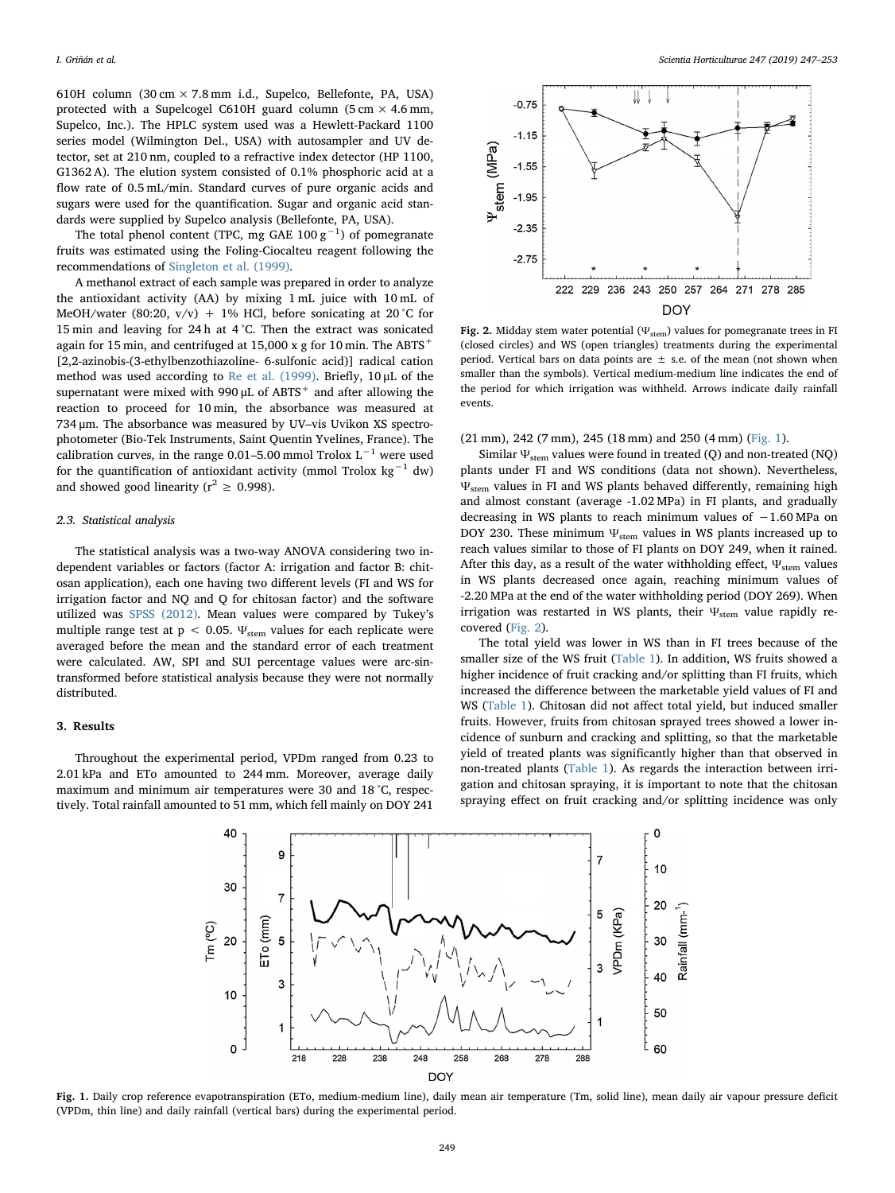610H column (30 cm × 7.8 mm i.d., Supelco, Bellefonte, PA, USA) protected with a Supelcogel C610H guard column (5 cm × 4.6 mm, Supelco, Inc.). The HPLC system used was a Hewlett-Packard 1100 series model (Wilmington Del., USA) with autosampler and UV detector, set at 210 nm, coupled to a refractive index detector (HP 1100, G1362 A). The elution system consisted of 0.1% phosphoric acid at a flow rate of 0.5 mL/min. Standard curves of pure organic acids and sugars were used for the quantification. Sugar and organic acid standards were supplied by Supelco analysis (Bellefonte, PA, USA).

The total phenol content (TPC, mg GAE 100 $g^{-1}$) of pomegranate fruits was estimated using the Foling-Ciocalteu reagent following the recommendations of Singleton et al. (1999).

A methanol extract of each sample was prepared in order to analyze the antioxidant activity (AA) by mixing 1 mL juice with 10 mL of MeOH/water (80:20, v/v) + 1% HCl, before sonicating at 20 °C for 15 min and leaving for 24 h at 4 °C. Then the extract was sonicated again for 15 min, and centrifuged at 15,000 x g for 10 min. The $ABTS^{+}$ [2,2-azinobis-(3-ethylbenzothiazoline- 6-sulfonic acid)] radical cation method was used according to Re et al. (1999). Briefly, 10 μL of the supernatant were mixed with 990 μL of $ABTS^{+}$ and after allowing the reaction to proceed for 10 min, the absorbance was measured at 734 μm. The absorbance was measured by UV–vis Uvikon XS spectrophotometer (Bio-Tek Instruments, Saint Quentin Yvelines, France). The calibration curves, in the range 0.01–5.00 mmol Trolox $L^{-1}$ were used for the quantification of antioxidant activity (mmol Trolox $kg^{-1}$ dw) and showed good linearity ($r^2 \geq 0.998$).

### 2.3. Statistical analysis

The statistical analysis was a two-way ANOVA considering two independent variables or factors (factor A: irrigation and factor B: chitosan application), each one having two different levels (FI and WS for irrigation factor and NQ and Q for chitosan factor) and the software utilized was SPSS (2012). Mean values were compared by Tukey's multiple range test at $p < 0.05$. $\Psi_{stem}$ values for each replicate were averaged before the mean and the standard error of each treatment were calculated. AW, SPI and SUI percentage values were arc-sin-transformed before statistical analysis because they were not normally distributed.

## 3. Results

Throughout the experimental period, VPDm ranged from 0.23 to 2.01 kPa and ETo amounted to 244 mm. Moreover, average daily maximum and minimum air temperatures were 30 and 18 °C, respectively. Total rainfall amounted to 51 mm, which fell mainly on DOY 241 (21 mm), 242 (7 mm), 245 (18 mm) and 250 (4 mm) (Fig. 1).

**Fig. 2.** Midday stem water potential ($\Psi_{stem}$) values for pomegranate trees in FI (closed circles) and WS (open triangles) treatments during the experimental period. Vertical bars on data points are ± s.e. of the mean (not shown when smaller than the symbols). Vertical medium-medium line indicates the end of the period for which irrigation was withheld. Arrows indicate daily rainfall events.

Similar $\Psi_{stem}$ values were found in treated (Q) and non-treated (NQ) plants under FI and WS conditions (data not shown). Nevertheless, $\Psi_{stem}$ values in FI and WS plants behaved differently, remaining high and almost constant (average -1.02 MPa) in FI plants, and gradually decreasing in WS plants to reach minimum values of −1.60 MPa on DOY 230. These minimum $\Psi_{stem}$ values in WS plants increased up to reach values similar to those of FI plants on DOY 249, when it rained. After this day, as a result of the water withholding effect, $\Psi_{stem}$ values in WS plants decreased once again, reaching minimum values of -2.20 MPa at the end of the water withholding period (DOY 269). When irrigation was restarted in WS plants, their $\Psi_{stem}$ value rapidly recovered (Fig. 2).

The total yield was lower in WS than in FI trees because of the smaller size of the WS fruit (Table 1). In addition, WS fruits showed a higher incidence of fruit cracking and/or splitting than FI fruits, which increased the difference between the marketable yield values of FI and WS (Table 1). Chitosan did not affect total yield, but induced smaller fruits. However, fruits from chitosan sprayed trees showed a lower incidence of sunburn and cracking and splitting, so that the marketable yield of treated plants was significantly higher than that observed in non-treated plants (Table 1). As regards the interaction between irrigation and chitosan spraying, it is important to note that the chitosan spraying effect on fruit cracking and/or splitting incidence was only

**Fig. 1.** Daily crop reference evapotranspiration (ETo, medium-medium line), daily mean air temperature (Tm, solid line), mean daily air vapour pressure deficit (VPDm, thin line) and daily rainfall (vertical bars) during the experimental period.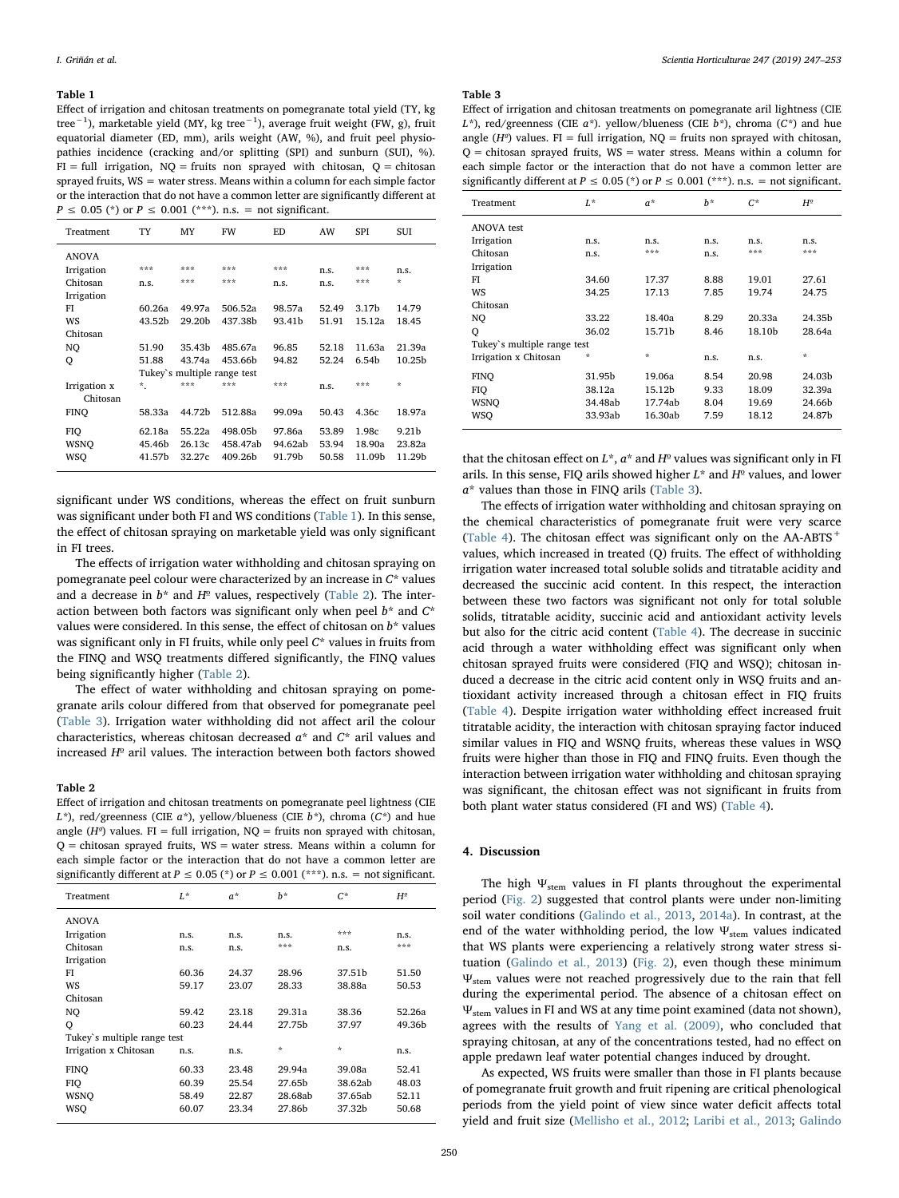**Table 1**
Effect of irrigation and chitosan treatments on pomegranate total yield (TY, kg tree$^{-1}$), marketable yield (MY, kg tree$^{-1}$), average fruit weight (FW, g), fruit equatorial diameter (ED, mm), arils weight (AW, %), and fruit peel physiopathies incidence (cracking and/or splitting (SPI) and sunburn (SUI), %). FI = full irrigation, NQ = fruits non sprayed with chitosan, Q = chitosan sprayed fruits, WS = water stress. Means within a column for each simple factor or the interaction that do not have a common letter are significantly different at $P \leq 0.05$ (*) or $P \leq 0.001$ (***). n.s. = not significant.

| Treatment | TY | MY | FW | ED | AW | SPI | SUI |
|---|---|---|---|---|---|---|---|
| ANOVA | | | | | | | |
| Irrigation | *** | *** | *** | *** | n.s. | *** | n.s. |
| Chitosan | n.s. | *** | *** | n.s. | n.s. | *** | * |
| Irrigation | | | | | | | |
| FI | 60.26a | 49.97a | 506.52a | 98.57a | 52.49 | 3.17b | 14.79 |
| WS | 43.52b | 29.20b | 437.38b | 93.41b | 51.91 | 15.12a | 18.45 |
| Chitosan | | | | | | | |
| NQ | 51.90 | 35.43b | 485.67a | 96.85 | 52.18 | 11.63a | 21.39a |
| Q | 51.88 | 43.74a | 453.66b | 94.82 | 52.24 | 6.54b | 10.25b |
| Tukey`s multiple range test | | | | | | | |
| Irrigation x Chitosan | *. | *** | *** | *** | n.s. | *** | * |
| FINQ | 58.33a | 44.72b | 512.88a | 99.09a | 50.43 | 4.36c | 18.97a |
| FIQ | 62.18a | 55.22a | 498.05b | 97.86a | 53.89 | 1.98c | 9.21b |
| WSNQ | 45.46b | 26.13c | 458.47ab | 94.62ab | 53.94 | 18.90a | 23.82a |
| WSQ | 41.57b | 32.27c | 409.26b | 91.79b | 50.58 | 11.09b | 11.29b |

significant under WS conditions, whereas the effect on fruit sunburn was significant under both FI and WS conditions (Table 1). In this sense, the effect of chitosan spraying on marketable yield was only significant in FI trees.

The effects of irrigation water withholding and chitosan spraying on pomegranate peel colour were characterized by an increase in $C^*$ values and a decrease in $b^*$ and $H^o$ values, respectively (Table 2). The interaction between both factors was significant only when peel $b^*$ and $C^*$ values were considered. In this sense, the effect of chitosan on $b^*$ values was significant only in FI fruits, while only peel $C^*$ values in fruits from the FINQ and WSQ treatments differed significantly, the FINQ values being significantly higher (Table 2).

The effect of water withholding and chitosan spraying on pomegranate arils colour differed from that observed for pomegranate peel (Table 3). Irrigation water withholding did not affect aril the colour characteristics, whereas chitosan decreased $a^*$ and $C^*$ aril values and increased $H^o$ aril values. The interaction between both factors showed

**Table 2**
Effect of irrigation and chitosan treatments on pomegranate peel lightness (CIE $L^*$), red/greenness (CIE $a^*$), yellow/blueness (CIE $b^*$), chroma ($C^*$) and hue angle ($H^o$) values. FI = full irrigation, NQ = fruits non sprayed with chitosan, Q = chitosan sprayed fruits, WS = water stress. Means within a column for each simple factor or the interaction that do not have a common letter are significantly different at $P \leq 0.05$ (*) or $P \leq 0.001$ (***). n.s. = not significant.

| Treatment | $L^*$ | $a^*$ | $b^*$ | $C^*$ | $H^o$ |
|---|---|---|---|---|---|
| ANOVA | | | | | |
| Irrigation | n.s. | n.s. | n.s. | *** | n.s. |
| Chitosan | n.s. | n.s. | *** | n.s. | *** |
| Irrigation | | | | | |
| FI | 60.36 | 24.37 | 28.96 | 37.51b | 51.50 |
| WS | 59.17 | 23.07 | 28.33 | 38.88a | 50.53 |
| Chitosan | | | | | |
| NQ | 59.42 | 23.18 | 29.31a | 38.36 | 52.26a |
| Q | 60.23 | 24.44 | 27.75b | 37.97 | 49.36b |
| Tukey`s multiple range test | | | | | |
| Irrigation x Chitosan | n.s. | n.s. | * | * | n.s. |
| FINQ | 60.33 | 23.48 | 29.94a | 39.08a | 52.41 |
| FIQ | 60.39 | 25.54 | 27.65b | 38.62ab | 48.03 |
| WSNQ | 58.49 | 22.87 | 28.68ab | 37.65ab | 52.11 |
| WSQ | 60.07 | 23.34 | 27.86b | 37.32b | 50.68 |

**Table 3**
Effect of irrigation and chitosan treatments on pomegranate aril lightness (CIE $L^*$), red/greenness (CIE $a^*$). yellow/blueness (CIE $b^*$), chroma ($C^*$) and hue angle ($H^o$) values. FI = full irrigation, NQ = fruits non sprayed with chitosan, Q = chitosan sprayed fruits, WS = water stress. Means within a column for each simple factor or the interaction that do not have a common letter are significantly different at $P \leq 0.05$ (*) or $P \leq 0.001$ (***). n.s. = not significant.

| Treatment | $L^*$ | $a^*$ | $b^*$ | $C^*$ | $H^o$ |
|---|---|---|---|---|---|
| ANOVA test | | | | | |
| Irrigation | n.s. | n.s. | n.s. | n.s. | n.s. |
| Chitosan | n.s. | *** | n.s. | *** | *** |
| Irrigation | | | | | |
| FI | 34.60 | 17.37 | 8.88 | 19.01 | 27.61 |
| WS | 34.25 | 17.13 | 7.85 | 19.74 | 24.75 |
| Chitosan | | | | | |
| NQ | 33.22 | 18.40a | 8.29 | 20.33a | 24.35b |
| Q | 36.02 | 15.71b | 8.46 | 18.10b | 28.64a |
| Tukey`s multiple range test | | | | | |
| Irrigation x Chitosan | * | * | n.s. | n.s. | * |
| FINQ | 31.95b | 19.06a | 8.54 | 20.98 | 24.03b |
| FIQ | 38.12a | 15.12b | 9.33 | 18.09 | 32.39a |
| WSNQ | 34.48ab | 17.74ab | 8.04 | 19.69 | 24.66b |
| WSQ | 33.93ab | 16.30ab | 7.59 | 18.12 | 24.87b |

that the chitosan effect on $L^*$, $a^*$ and $H^o$ values was significant only in FI arils. In this sense, FIQ arils showed higher $L^*$ and $H^o$ values, and lower $a^*$ values than those in FINQ arils (Table 3).

The effects of irrigation water withholding and chitosan spraying on the chemical characteristics of pomegranate fruit were very scarce (Table 4). The chitosan effect was significant only on the AA-ABTS$^+$ values, which increased in treated (Q) fruits. The effect of withholding irrigation water increased total soluble solids and titratable acidity and decreased the succinic acid content. In this respect, the interaction between these two factors was significant not only for total soluble solids, titratable acidity, succinic acid and antioxidant activity levels but also for the citric acid content (Table 4). The decrease in succinic acid through a water withholding effect was significant only when chitosan sprayed fruits were considered (FIQ and WSQ); chitosan induced a decrease in the citric acid content only in WSQ fruits and antioxidant activity increased through a chitosan effect in FIQ fruits (Table 4). Despite irrigation water withholding effect increased fruit titratable acidity, the interaction with chitosan spraying factor induced similar values in FIQ and WSNQ fruits, whereas these values in WSQ fruits were higher than those in FIQ and FINQ fruits. Even though the interaction between irrigation water withholding and chitosan spraying was significant, the chitosan effect was not significant in fruits from both plant water status considered (FI and WS) (Table 4).

## 4. Discussion

The high $\Psi_{stem}$ values in FI plants throughout the experimental period (Fig. 2) suggested that control plants were under non-limiting soil water conditions (Galindo et al., 2013, 2014a). In contrast, at the end of the water withholding period, the low $\Psi_{stem}$ values indicated that WS plants were experiencing a relatively strong water stress situation (Galindo et al., 2013) (Fig. 2), even though these minimum $\Psi_{stem}$ values were not reached progressively due to the rain that fell during the experimental period. The absence of a chitosan effect on $\Psi_{stem}$ values in FI and WS at any time point examined (data not shown), agrees with the results of Yang et al. (2009), who concluded that spraying chitosan, at any of the concentrations tested, had no effect on apple predawn leaf water potential changes induced by drought.

As expected, WS fruits were smaller than those in FI plants because of pomegranate fruit growth and fruit ripening are critical phenological periods from the yield point of view since water deficit affects total yield and fruit size (Mellisho et al., 2012; Laribi et al., 2013; Galindo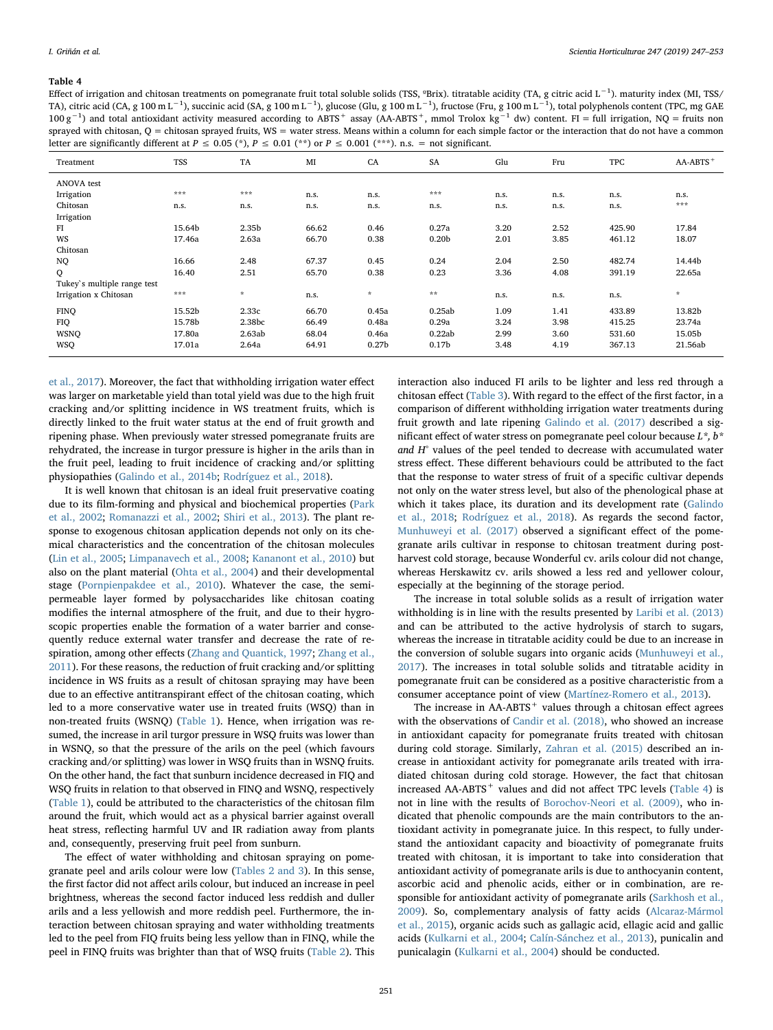**Table 4**

Effect of irrigation and chitosan treatments on pomegranate fruit total soluble solids (TSS, ºBrix). titratable acidity (TA, g citric acid $L^{-1}$). maturity index (MI, TSS/TA), citric acid (CA, g 100 m $L^{-1}$), succinic acid (SA, g 100 m $L^{-1}$), glucose (Glu, g 100 m $L^{-1}$), fructose (Fru, g 100 m $L^{-1}$), total polyphenols content (TPC, mg GAE 100 $g^{-1}$) and total antioxidant activity measured according to $ABTS^+$ assay (AA-$ABTS^+$, mmol Trolox $kg^{-1}$ dw) content. FI = full irrigation, NQ = fruits non sprayed with chitosan, Q = chitosan sprayed fruits, WS = water stress. Means within a column for each simple factor or the interaction that do not have a common letter are significantly different at $P \leq 0.05$ (*), $P \leq 0.01$ (**) or $P \leq 0.001$ (***). n.s. = not significant.

| Treatment | TSS | TA | MI | CA | SA | Glu | Fru | TPC | AA-$ABTS^+$ |
|---|---|---|---|---|---|---|---|---|---|
| ANOVA test | | | | | | | | | |
| Irrigation | *** | *** | n.s. | n.s. | *** | n.s. | n.s. | n.s. | n.s. |
| Chitosan | n.s. | n.s. | n.s. | n.s. | n.s. | n.s. | n.s. | n.s. | *** |
| Irrigation | | | | | | | | | |
| FI | 15.64b | 2.35b | 66.62 | 0.46 | 0.27a | 3.20 | 2.52 | 425.90 | 17.84 |
| WS | 17.46a | 2.63a | 66.70 | 0.38 | 0.20b | 2.01 | 3.85 | 461.12 | 18.07 |
| Chitosan | | | | | | | | | |
| NQ | 16.66 | 2.48 | 67.37 | 0.45 | 0.24 | 2.04 | 2.50 | 482.74 | 14.44b |
| Q | 16.40 | 2.51 | 65.70 | 0.38 | 0.23 | 3.36 | 4.08 | 391.19 | 22.65a |
| Tukey`s multiple range test | | | | | | | | | |
| Irrigation x Chitosan | *** | * | n.s. | * | ** | n.s. | n.s. | n.s. | * |
| FINQ | 15.52b | 2.33c | 66.70 | 0.45a | 0.25ab | 1.09 | 1.41 | 433.89 | 13.82b |
| FIQ | 15.78b | 2.38bc | 66.49 | 0.48a | 0.29a | 3.24 | 3.98 | 415.25 | 23.74a |
| WSNQ | 17.80a | 2.63ab | 68.04 | 0.46a | 0.22ab | 2.99 | 3.60 | 531.60 | 15.05b |
| WSQ | 17.01a | 2.64a | 64.91 | 0.27b | 0.17b | 3.48 | 4.19 | 367.13 | 21.56ab |

et al., 2017). Moreover, the fact that withholding irrigation water effect was larger on marketable yield than total yield was due to the high fruit cracking and/or splitting incidence in WS treatment fruits, which is directly linked to the fruit water status at the end of fruit growth and ripening phase. When previously water stressed pomegranate fruits are rehydrated, the increase in turgor pressure is higher in the arils than in the fruit peel, leading to fruit incidence of cracking and/or splitting physiopathies (Galindo et al., 2014b; Rodríguez et al., 2018).

It is well known that chitosan is an ideal fruit preservative coating due to its film-forming and physical and biochemical properties (Park et al., 2002; Romanazzi et al., 2002; Shiri et al., 2013). The plant response to exogenous chitosan application depends not only on its chemical characteristics and the concentration of the chitosan molecules (Lin et al., 2005; Limpanavech et al., 2008; Kananont et al., 2010) but also on the plant material (Ohta et al., 2004) and their developmental stage (Pornpienpakdee et al., 2010). Whatever the case, the semipermeable layer formed by polysaccharides like chitosan coating modifies the internal atmosphere of the fruit, and due to their hygroscopic properties enable the formation of a water barrier and consequently reduce external water transfer and decrease the rate of respiration, among other effects (Zhang and Quantick, 1997; Zhang et al., 2011). For these reasons, the reduction of fruit cracking and/or splitting incidence in WS fruits as a result of chitosan spraying may have been due to an effective antitranspirant effect of the chitosan coating, which led to a more conservative water use in treated fruits (WSQ) than in non-treated fruits (WSNQ) (Table 1). Hence, when irrigation was resumed, the increase in aril turgor pressure in WSQ fruits was lower than in WSNQ, so that the pressure of the arils on the peel (which favours cracking and/or splitting) was lower in WSQ fruits than in WSNQ fruits. On the other hand, the fact that sunburn incidence decreased in FIQ and WSQ fruits in relation to that observed in FINQ and WSNQ, respectively (Table 1), could be attributed to the characteristics of the chitosan film around the fruit, which would act as a physical barrier against overall heat stress, reflecting harmful UV and IR radiation away from plants and, consequently, preserving fruit peel from sunburn.

The effect of water withholding and chitosan spraying on pomegranate peel and arils colour were low (Tables 2 and 3). In this sense, the first factor did not affect arils colour, but induced an increase in peel brightness, whereas the second factor induced less reddish and duller arils and a less yellowish and more reddish peel. Furthermore, the interaction between chitosan spraying and water withholding treatments led to the peel from FIQ fruits being less yellow than in FINQ, while the peel in FINQ fruits was brighter than that of WSQ fruits (Table 2). This interaction also induced FI arils to be lighter and less red through a chitosan effect (Table 3). With regard to the effect of the first factor, in a comparison of different withholding irrigation water treatments during fruit growth and late ripening Galindo et al. (2017) described a significant effect of water stress on pomegranate peel colour because $L^*$, $b^*$ *and* $H^\circ$ values of the peel tended to decrease with accumulated water stress effect. These different behaviours could be attributed to the fact that the response to water stress of fruit of a specific cultivar depends not only on the water stress level, but also of the phenological phase at which it takes place, its duration and its development rate (Galindo et al., 2018; Rodríguez et al., 2018). As regards the second factor, Munhuweyi et al. (2017) observed a significant effect of the pomegranate arils cultivar in response to chitosan treatment during postharvest cold storage, because Wonderful cv. arils colour did not change, whereas Herskawitz cv. arils showed a less red and yellower colour, especially at the beginning of the storage period.

The increase in total soluble solids as a result of irrigation water withholding is in line with the results presented by Laribi et al. (2013) and can be attributed to the active hydrolysis of starch to sugars, whereas the increase in titratable acidity could be due to an increase in the conversion of soluble sugars into organic acids (Munhuweyi et al., 2017). The increases in total soluble solids and titratable acidity in pomegranate fruit can be considered as a positive characteristic from a consumer acceptance point of view (Martínez-Romero et al., 2013).

The increase in AA-$ABTS^+$ values through a chitosan effect agrees with the observations of Candir et al. (2018), who showed an increase in antioxidant capacity for pomegranate fruits treated with chitosan during cold storage. Similarly, Zahran et al. (2015) described an increase in antioxidant activity for pomegranate arils treated with irradiated chitosan during cold storage. However, the fact that chitosan increased AA-$ABTS^+$ values and did not affect TPC levels (Table 4) is not in line with the results of Borochov-Neori et al. (2009), who indicated that phenolic compounds are the main contributors to the antioxidant activity in pomegranate juice. In this respect, to fully understand the antioxidant capacity and bioactivity of pomegranate fruits treated with chitosan, it is important to take into consideration that antioxidant activity of pomegranate arils is due to anthocyanin content, ascorbic acid and phenolic acids, either or in combination, are responsible for antioxidant activity of pomegranate arils (Sarkhosh et al., 2009). So, complementary analysis of fatty acids (Alcaraz-Mármol et al., 2015), organic acids such as gallagic acid, ellagic acid and gallic acids (Kulkarni et al., 2004; Calín-Sánchez et al., 2013), punicalin and punicalagin (Kulkarni et al., 2004) should be conducted.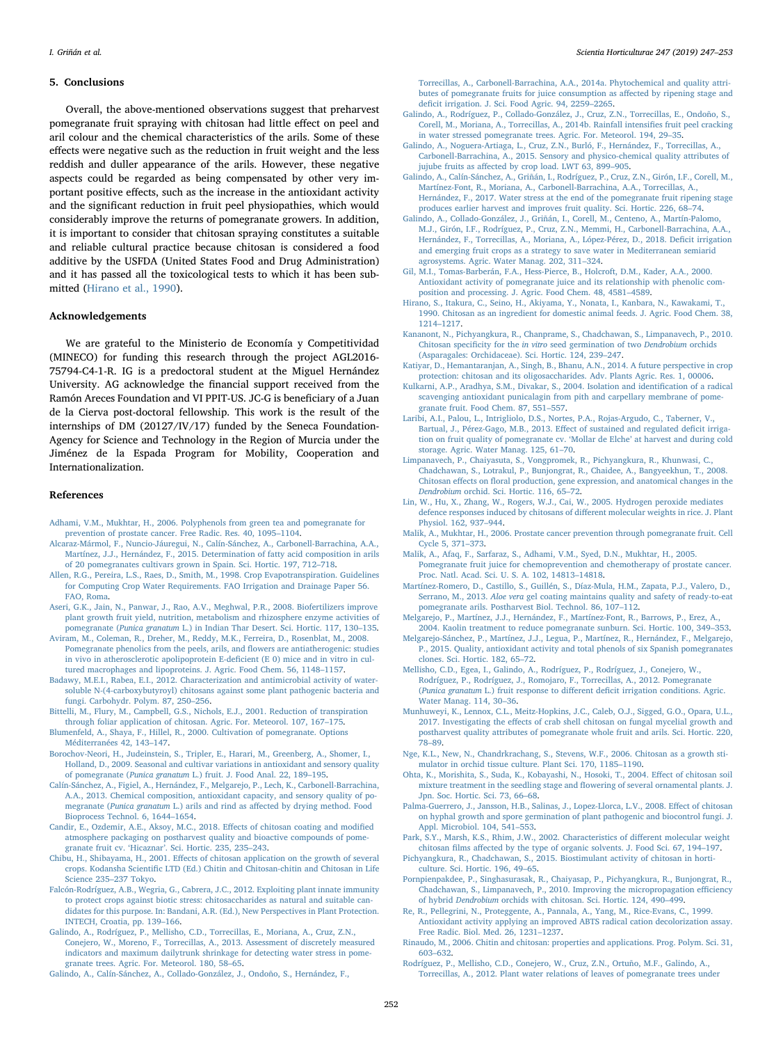## 5. Conclusions

Overall, the above-mentioned observations suggest that preharvest pomegranate fruit spraying with chitosan had little effect on peel and aril colour and the chemical characteristics of the arils. Some of these effects were negative such as the reduction in fruit weight and the less reddish and duller appearance of the arils. However, these negative aspects could be regarded as being compensated by other very important positive effects, such as the increase in the antioxidant activity and the significant reduction in fruit peel physiopathies, which would considerably improve the returns of pomegranate growers. In addition, it is important to consider that chitosan spraying constitutes a suitable and reliable cultural practice because chitosan is considered a food additive by the USFDA (United States Food and Drug Administration) and it has passed all the toxicological tests to which it has been submitted (Hirano et al., 1990).

## Acknowledgements

We are grateful to the Ministerio de Economía y Competitividad (MINECO) for funding this research through the project AGL2016-75794-C4-1-R. IG is a predoctoral student at the Miguel Hernández University. AG acknowledge the financial support received from the Ramón Areces Foundation and VI PPIT-US. JC-G is beneficiary of a Juan de la Cierva post-doctoral fellowship. This work is the result of the internships of DM (20127/IV/17) funded by the Seneca Foundation-Agency for Science and Technology in the Region of Murcia under the Jiménez de la Espada Program for Mobility, Cooperation and Internationalization.

## References

Adhami, V.M., Mukhtar, H., 2006. Polyphenols from green tea and pomegranate for prevention of prostate cancer. Free Radic. Res. 40, 1095–1104.

Alcaraz-Mármol, F., Nuncio-Jáuregui, N., Calín-Sánchez, A., Carbonell-Barrachina, A.A., Martínez, J.J., Hernández, F., 2015. Determination of fatty acid composition in arils of 20 pomegranates cultivars grown in Spain. Sci. Hortic. 197, 712–718.

Allen, R.G., Pereira, L.S., Raes, D., Smith, M., 1998. Crop Evapotranspiration. Guidelines for Computing Crop Water Requirements. FAO Irrigation and Drainage Paper 56. FAO, Roma.

Aseri, G.K., Jain, N., Panwar, J., Rao, A.V., Meghwal, P.R., 2008. Biofertilizers improve plant growth fruit yield, nutrition, metabolism and rhizosphere enzyme activities of pomegranate (*Punica granatum* L.) in Indian Thar Desert. Sci. Hortic. 117, 130–135.

Aviram, M., Coleman, R., Dreher, M., Reddy, M.K., Ferreira, D., Rosenblat, M., 2008. Pomegranate phenolics from the peels, arils, and flowers are antiatherogenic: studies in vivo in atherosclerotic apolipoprotein E-deficient (E 0) mice and in vitro in cultured macrophages and lipoproteins. J. Agric. Food Chem. 56, 1148–1157.

Badawy, M.E.I., Rabea, E.I., 2012. Characterization and antimicrobial activity of water-soluble N-(4-carboxybutyroyl) chitosans against some plant pathogenic bacteria and fungi. Carbohydr. Polym. 87, 250–256.

Bittelli, M., Flury, M., Campbell, G.S., Nichols, E.J., 2001. Reduction of transpiration through foliar application of chitosan. Agric. For. Meteorol. 107, 167–175.

Blumenfeld, A., Shaya, F., Hillel, R., 2000. Cultivation of pomegranate. Options Méditerranées 42, 143–147.

Borochov-Neori, H., Judeinstein, S., Tripler, E., Harari, M., Greenberg, A., Shomer, I., Holland, D., 2009. Seasonal and cultivar variations in antioxidant and sensory quality of pomegranate (*Punica granatum* L.) fruit. J. Food Anal. 22, 189–195.

Calín-Sánchez, A., Figiel, A., Hernández, F., Melgarejo, P., Lech, K., Carbonell-Barrachina, A.A., 2013. Chemical composition, antioxidant capacity, and sensory quality of pomegranate (*Punica granatum* L.) arils and rind as affected by drying method. Food Bioprocess Technol. 6, 1644–1654.

Candir, E., Ozdemir, A.E., Aksoy, M.C., 2018. Effects of chitosan coating and modified atmosphere packaging on postharvest quality and bioactive compounds of pomegranate fruit cv. 'Hicaznar'. Sci. Hortic. 235, 235–243.

Chibu, H., Shibayama, H., 2001. Effects of chitosan application on the growth of several crops. Kodansha Scientific LTD (Ed.) Chitin and Chitosan-chitin and Chitosan in Life Science 235–237 Tokyo.

Falcón-Rodríguez, A.B., Wegria, G., Cabrera, J.C., 2012. Exploiting plant innate immunity to protect crops against biotic stress: chitosaccharides as natural and suitable candidates for this purpose. In: Bandani, A.R. (Ed.), New Perspectives in Plant Protection. INTECH, Croatia, pp. 139–166.

Galindo, A., Rodríguez, P., Mellisho, C.D., Torrecillas, E., Moriana, A., Cruz, Z.N., Conejero, W., Moreno, F., Torrecillas, A., 2013. Assessment of discretely measured indicators and maximum dailytrunk shrinkage for detecting water stress in pomegranate trees. Agric. For. Meteorol. 180, 58–65.

Galindo, A., Calín-Sánchez, A., Collado-González, J., Ondoño, S., Hernández, F., Torrecillas, A., Carbonell-Barrachina, A.A., 2014a. Phytochemical and quality attributes of pomegranate fruits for juice consumption as affected by ripening stage and deficit irrigation. J. Sci. Food Agric. 94, 2259–2265.

Galindo, A., Rodríguez, P., Collado-González, J., Cruz, Z.N., Torrecillas, E., Ondoño, S., Corell, M., Moriana, A., Torrecillas, A., 2014b. Rainfall intensifies fruit peel cracking in water stressed pomegranate trees. Agric. For. Meteorol. 194, 29–35.

Galindo, A., Noguera-Artiaga, L., Cruz, Z.N., Burló, F., Hernández, F., Torrecillas, A., Carbonell-Barrachina, A.A., 2015. Sensory and physico-chemical quality attributes of jujube fruits as affected by crop load. LWT 63, 899–905.

Galindo, A., Calín-Sánchez, A., Griñán, I., Rodríguez, P., Cruz, Z.N., Girón, I.F., Corell, M., Martínez-Font, R., Moriana, A., Carbonell-Barrachina, A.A., Torrecillas, A., Hernández, F., 2017. Water stress at the end of the pomegranate fruit ripening stage produces earlier harvest and improves fruit quality. Sci. Hortic. 226, 68–74.

Galindo, A., Collado-González, J., Griñán, I., Corell, M., Centeno, A., Martín-Palomo, M.J., Girón, I.F., Rodríguez, P., Cruz, Z.N., Memmi, H., Carbonell-Barrachina, A.A., Hernández, F., Torrecillas, A., Moriana, A., López-Pérez, D., 2018. Deficit irrigation and emerging fruit crops as a strategy to save water in Mediterranean semiarid agrosystems. Agric. Water Manag. 202, 311–324.

Gil, M.I., Tomas-Barberán, F.A., Hess-Pierce, B., Holcroft, D.M., Kader, A.A., 2000. Antioxidant activity of pomegranate juice and its relationship with phenolic composition and processing. J. Agric. Food Chem. 48, 4581–4589.

Hirano, S., Itakura, C., Seino, H., Akiyama, Y., Nonata, I., Kanbara, N., Kawakami, T., 1990. Chitosan as an ingredient for domestic animal feeds. J. Agric. Food Chem. 38, 1214–1217.

Kananont, N., Pichyangkura, R., Chanprame, S., Chadchawan, S., Limpanavech, P., 2010. Chitosan specificity for the *in vitro* seed germination of two *Dendrobium* orchids (Asparagales: Orchidaceae). Sci. Hortic. 124, 239–247.

Katiyar, D., Hemantaranjan, A., Singh, B., Bhanu, A.N., 2014. A future perspective in crop protection: chitosan and its oligosaccharides. Adv. Plants Agric. Res. 1, 00006.

Kulkarni, A.P., Aradhya, S.M., Divakar, S., 2004. Isolation and identification of a radical scavenging antioxidant punicalagin from pith and carpellary membrane of pomegranate fruit. Food Chem. 87, 551–557.

Laribi, A.I., Palou, L., Intrigliolo, D.S., Nortes, P.A., Rojas-Argudo, C., Taberner, V., Bartual, J., Pérez-Gago, M.B., 2013. Effect of sustained and regulated deficit irrigation on fruit quality of pomegranate cv. 'Mollar de Elche' at harvest and during cold storage. Agric. Water Manag. 125, 61–70.

Limpanavech, P., Chaiyasuta, S., Vongpromek, R., Pichyangkura, R., Khunwasi, C., Chadchawan, S., Lotrakul, P., Bunjongrat, R., Chaidee, A., Bangyeekhun, T., 2008. Chitosan effects on floral production, gene expression, and anatomical changes in the *Dendrobium* orchid. Sci. Hortic. 116, 65–72.

Lin, W., Hu, X., Zhang, W., Rogers, W.J., Cai, W., 2005. Hydrogen peroxide mediates defence responses induced by chitosans of different molecular weights in rice. J. Plant Physiol. 162, 937–944.

Malik, A., Mukhtar, H., 2006. Prostate cancer prevention through pomegranate fruit. Cell Cycle 5, 371–373.

Malik, A., Afaq, F., Sarfaraz, S., Adhami, V.M., Syed, D.N., Mukhtar, H., 2005. Pomegranate fruit juice for chemoprevention and chemotherapy of prostate cancer. Proc. Natl. Acad. Sci. U. S. A. 102, 14813–14818.

Martínez-Romero, D., Castillo, S., Guillén, S., Díaz-Mula, H.M., Zapata, P.J., Valero, D., Serrano, M., 2013. *Aloe vera* gel coating maintains quality and safety of ready-to-eat pomegranate arils. Postharvest Biol. Technol. 86, 107–112.

Melgarejo, P., Martínez, J.J., Hernández, F., Martínez-Font, R., Barrows, P., Erez, A., 2004. Kaolin treatment to reduce pomegranate sunburn. Sci. Hortic. 100, 349–353.

Melgarejo-Sánchez, P., Martínez, J.J., Legua, P., Martínez, R., Hernández, F., Melgarejo, P., 2015. Quality, antioxidant activity and total phenols of six Spanish pomegranates clones. Sci. Hortic. 182, 65–72.

Mellisho, C.D., Egea, I., Galindo, A., Rodríguez, P., Rodríguez, J., Conejero, W., Rodríguez, P., Rodríguez, J., Romojaro, F., Torrecillas, A., 2012. Pomegranate (*Punica granatum* L.) fruit response to different deficit irrigation conditions. Agric. Water Manag. 114, 30–36.

Munhuweyi, K., Lennox, C.L., Meitz-Hopkins, J.C., Caleb, O.J., Sigged, G.O., Opara, U.L., 2017. Investigating the effects of crab shell chitosan on fungal mycelial growth and postharvest quality attributes of pomegranate whole fruit and arils. Sci. Hortic. 220, 78–89.

Nge, K.L., New, N., Chandrkrachang, S., Stevens, W.F., 2006. Chitosan as a growth stimulator in orchid tissue culture. Plant Sci. 170, 1185–1190.

Ohta, K., Morishita, S., Suda, K., Kobayashi, N., Hosoki, T., 2004. Effect of chitosan soil mixture treatment in the seedling stage and flowering of several ornamental plants. J. Jpn. Soc. Hortic. Sci. 73, 66–68.

Palma-Guerrero, J., Jansson, H.B., Salinas, J., Lopez-Llorca, L.V., 2008. Effect of chitosan on hyphal growth and spore germination of plant pathogenic and biocontrol fungi. J. Appl. Microbiol. 104, 541–553.

Park, S.Y., Marsh, K.S., Rhim, J.W., 2002. Characteristics of different molecular weight chitosan films affected by the type of organic solvents. J. Food Sci. 67, 194–197.

Pichyangkura, R., Chadchawan, S., 2015. Biostimulant activity of chitosan in horticulture. Sci. Hortic. 196, 49–65.

Pornpienpakdee, P., Singhasurasak, R., Chaiyasap, P., Pichyangkura, R., Bunjongrat, R., Chadchawan, S., Limpanavech, P., 2010. Improving the micropropagation efficiency of hybrid *Dendrobium* orchids with chitosan. Sci. Hortic. 124, 490–499.

Re, R., Pellegrini, N., Proteggente, A., Pannala, A., Yang, M., Rice-Evans, C., 1999. Antioxidant activity applying an improved ABTS radical cation decolorization assay. Free Radic. Biol. Med. 26, 1231–1237.

Rinaudo, M., 2006. Chitin and chitosan: properties and applications. Prog. Polym. Sci. 31, 603–632.

Rodríguez, P., Mellisho, C.D., Conejero, W., Cruz, Z.N., Ortuño, M.F., Galindo, A., Torrecillas, A., 2012. Plant water relations of leaves of pomegranate trees under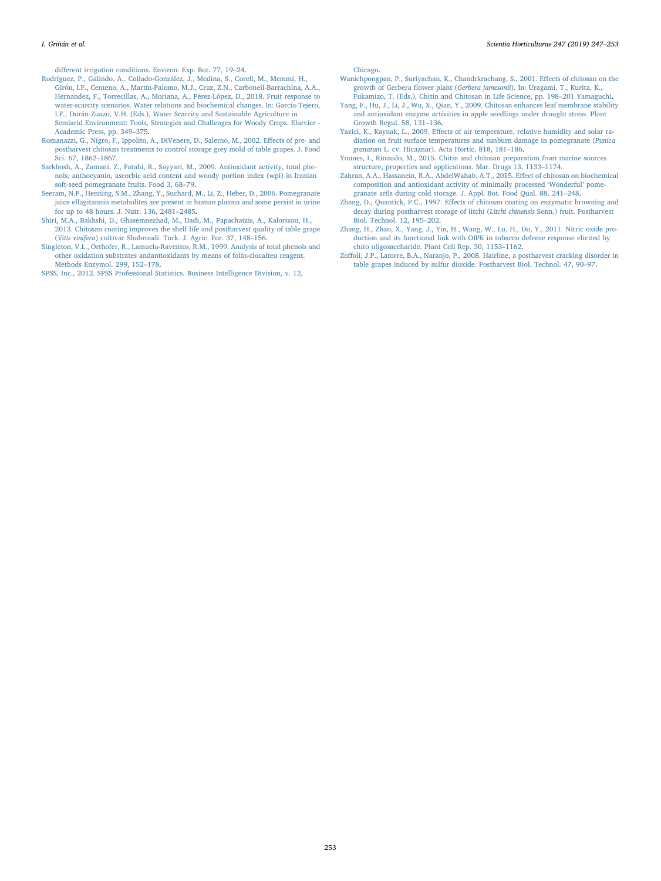different irrigation conditions. Environ. Exp. Bot. 77, 19–24.

Rodríguez, P., Galindo, A., Collado-González, J., Medina, S., Corell, M., Memmi, H., Girón, I.F., Centeno, A., Martín-Palomo, M.J., Cruz, Z.N., Carbonell-Barrachina, A.A., Hernandez, F., Torrecillas, A., Moriana, A., Pérez-López, D., 2018. Fruit response to water-scarcity scenarios. Water relations and biochemical changes. In: García-Tejero, I.F., Durán-Zuazo, V.H. (Eds.), Water Scarcity and Sustainable Agriculture in Semiarid Environment: Tools, Strategies and Challenges for Woody Crops. Elsevier - Academic Press, pp. 349–375.

Romanazzi, G., Nigro, F., Ippolito, A., DiVenere, D., Salerno, M., 2002. Effects of pre- and postharvest chitosan treatments to control storage grey mold of table grapes. J. Food Sci. 67, 1862–1867.

Sarkhosh, A., Zamani, Z., Fatahi, R., Sayyari, M., 2009. Antioxidant activity, total phenols, anthocyanin, ascorbic acid content and woody portion index (wpi) in Iranian soft-seed pomegranate fruits. Food 3, 68–79.

Seeram, N.P., Henning, S.M., Zhang, Y., Suchard, M., Li, Z., Heber, D., 2006. Pomegranate juice ellagitannin metabolites are present in human plasma and some persist in urine for up to 48 hours. J. Nutr. 136, 2481–2485.

Shiri, M.A., Bakhshi, D., Ghasemnezhad, M., Dadi, M., Papachatzis, A., Kalorizou, H., 2013. Chitosan coating improves the shelf life and postharvest quality of table grape (*Vitis vinifera*) cultivar Shahroudi. Turk. J. Agric. For. 37, 148–156.

Singleton, V.L., Orthofer, R., Lamuela-Raventos, R.M., 1999. Analysis of total phenols and other oxidation substrates andantioxidants by means of folin-ciocalteu reagent. Methods Enzymol. 299, 152–178.

SPSS, Inc., 2012. SPSS Professional Statistics. Business Intelligence Division, v. 12, Chicago.

Wanichpongpan, P., Suriyachan, K., Chandrkrachang, S., 2001. Effects of chitosan on the growth of Gerbera flower plant (*Gerbera jamesonii*). In: Uragami, T., Kurita, K., Fukamizo, T. (Eds.), Chitin and Chitosan in Life Science, pp. 198–201 Yamaguchi.

Yang, F., Hu, J., Li, J., Wu, X., Qian, Y., 2009. Chitosan enhances leaf membrane stability and antioxidant enzyme activities in apple seedlings under drought stress. Plant Growth Regul. 58, 131–136.

Yazici, K., Kaynak, L., 2009. Effects of air temperature, relative humidity and solar radiation on fruit surface temperatures and sunburn damage in pomegranate (*Punica granatum* L. cv. Hicaznar). Acta Hortic. 818, 181–186.

Younes, I., Rinaudo, M., 2015. Chitin and chitosan preparation from marine sources structure, properties and applications. Mar. Drugs 13, 1133–1174.

Zahran, A.A., Hassanein, R.A., AbdelWahab, A.T., 2015. Effect of chitosan on biochemical composition and antioxidant activity of minimally processed 'Wonderful' pomegranate arils during cold storage. J. Appl. Bot. Food Qual. 88, 241–248.

Zhang, D., Quantick, P.C., 1997. Effects of chitosan coating on enzymatic browning and decay during postharvest storage of litchi (*Litchi chinensis* Sonn.) fruit. Postharvest Biol. Technol. 12, 195–202.

Zhang, H., Zhao, X., Yang, J., Yin, H., Wang, W., Lu, H., Du, Y., 2011. Nitric oxide production and its functional link with OIPK in tobacco defense response elicited by chito oligosaccharide. Plant Cell Rep. 30, 1153–1162.

Zoffoli, J.P., Latorre, B.A., Naranjo, P., 2008. Hairline, a postharvest cracking disorder in table grapes induced by sulfur dioxide. Postharvest Biol. Technol. 47, 90–97.